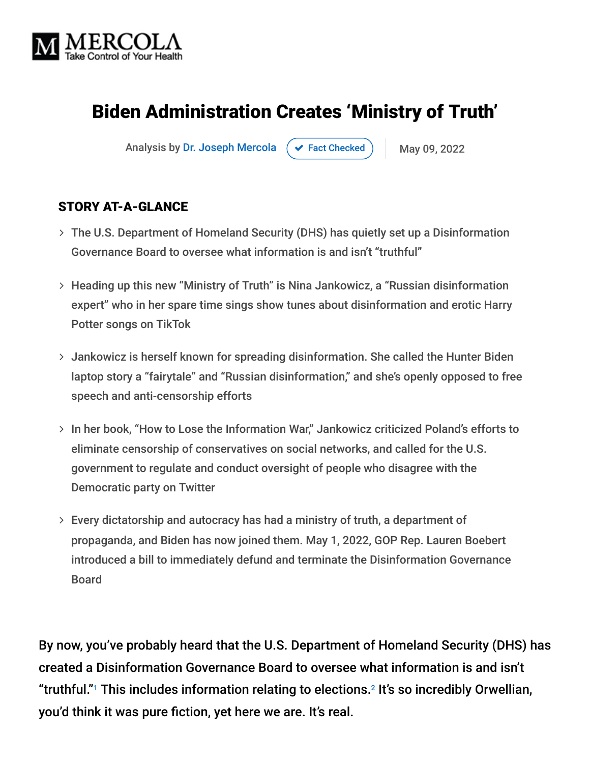MERCOLA
Take Control of Your Health

# Biden Administration Creates 'Ministry of Truth'

Analysis by Dr. Joseph Mercola ✔ Fact Checked | May 09, 2022

### STORY AT-A-GLANCE

- The U.S. Department of Homeland Security (DHS) has quietly set up a Disinformation Governance Board to oversee what information is and isn't "truthful"
- Heading up this new "Ministry of Truth" is Nina Jankowicz, a "Russian disinformation expert" who in her spare time sings show tunes about disinformation and erotic Harry Potter songs on TikTok
- Jankowicz is herself known for spreading disinformation. She called the Hunter Biden laptop story a "fairytale" and "Russian disinformation," and she's openly opposed to free speech and anti-censorship efforts
- In her book, "How to Lose the Information War," Jankowicz criticized Poland's efforts to eliminate censorship of conservatives on social networks, and called for the U.S. government to regulate and conduct oversight of people who disagree with the Democratic party on Twitter
- Every dictatorship and autocracy has had a ministry of truth, a department of propaganda, and Biden has now joined them. May 1, 2022, GOP Rep. Lauren Boebert introduced a bill to immediately defund and terminate the Disinformation Governance Board

By now, you've probably heard that the U.S. Department of Homeland Security (DHS) has created a Disinformation Governance Board to oversee what information is and isn't "truthful."[1] This includes information relating to elections.[2] It's so incredibly Orwellian, you'd think it was pure fiction, yet here we are. It's real.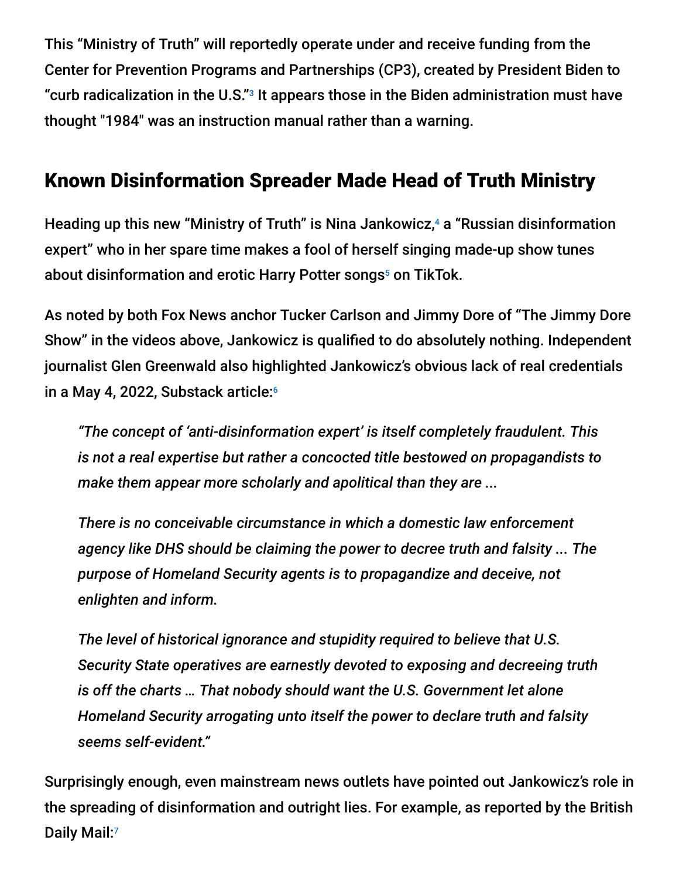This “Ministry of Truth” will reportedly operate under and receive funding from the Center for Prevention Programs and Partnerships (CP3), created by President Biden to “curb radicalization in the U.S.”[3] It appears those in the Biden administration must have thought "1984" was an instruction manual rather than a warning.

## Known Disinformation Spreader Made Head of Truth Ministry

Heading up this new “Ministry of Truth” is Nina Jankowicz,[4] a “Russian disinformation expert” who in her spare time makes a fool of herself singing made-up show tunes about disinformation and erotic Harry Potter songs[5] on TikTok.

As noted by both Fox News anchor Tucker Carlson and Jimmy Dore of “The Jimmy Dore Show” in the videos above, Jankowicz is qualified to do absolutely nothing. Independent journalist Glen Greenwald also highlighted Jankowicz’s obvious lack of real credentials in a May 4, 2022, Substack article:[6]

> *“The concept of ‘anti-disinformation expert’ is itself completely fraudulent. This is not a real expertise but rather a concocted title bestowed on propagandists to make them appear more scholarly and apolitical than they are ...*
>
> *There is no conceivable circumstance in which a domestic law enforcement agency like DHS should be claiming the power to decree truth and falsity ... The purpose of Homeland Security agents is to propagandize and deceive, not enlighten and inform.*
>
> *The level of historical ignorance and stupidity required to believe that U.S. Security State operatives are earnestly devoted to exposing and decreeing truth is off the charts … That nobody should want the U.S. Government let alone Homeland Security arrogating unto itself the power to declare truth and falsity seems self-evident.”*

Surprisingly enough, even mainstream news outlets have pointed out Jankowicz’s role in the spreading of disinformation and outright lies. For example, as reported by the British Daily Mail:[7]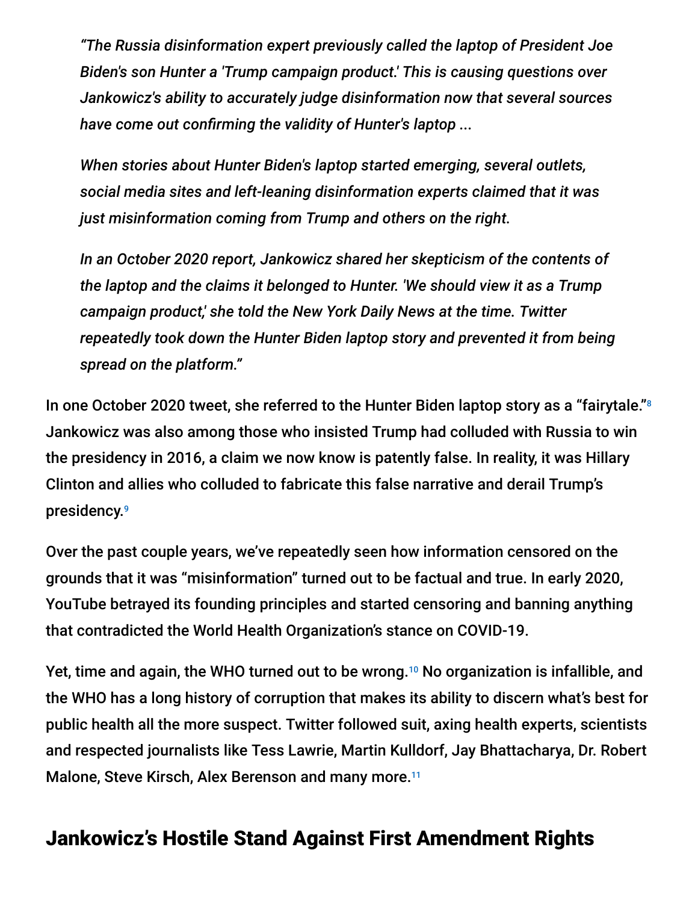> *"The Russia disinformation expert previously called the laptop of President Joe Biden's son Hunter a 'Trump campaign product.' This is causing questions over Jankowicz's ability to accurately judge disinformation now that several sources have come out confirming the validity of Hunter's laptop ...*
>
> *When stories about Hunter Biden's laptop started emerging, several outlets, social media sites and left-leaning disinformation experts claimed that it was just misinformation coming from Trump and others on the right.*
>
> *In an October 2020 report, Jankowicz shared her skepticism of the contents of the laptop and the claims it belonged to Hunter. 'We should view it as a Trump campaign product,' she told the New York Daily News at the time. Twitter repeatedly took down the Hunter Biden laptop story and prevented it from being spread on the platform."*

In one October 2020 tweet, she referred to the Hunter Biden laptop story as a "fairytale."[8] Jankowicz was also among those who insisted Trump had colluded with Russia to win the presidency in 2016, a claim we now know is patently false. In reality, it was Hillary Clinton and allies who colluded to fabricate this false narrative and derail Trump's presidency.[9]

Over the past couple years, we've repeatedly seen how information censored on the grounds that it was "misinformation" turned out to be factual and true. In early 2020, YouTube betrayed its founding principles and started censoring and banning anything that contradicted the World Health Organization's stance on COVID-19.

Yet, time and again, the WHO turned out to be wrong.[10] No organization is infallible, and the WHO has a long history of corruption that makes its ability to discern what's best for public health all the more suspect. Twitter followed suit, axing health experts, scientists and respected journalists like Tess Lawrie, Martin Kulldorf, Jay Bhattacharya, Dr. Robert Malone, Steve Kirsch, Alex Berenson and many more.[11]

## Jankowicz's Hostile Stand Against First Amendment Rights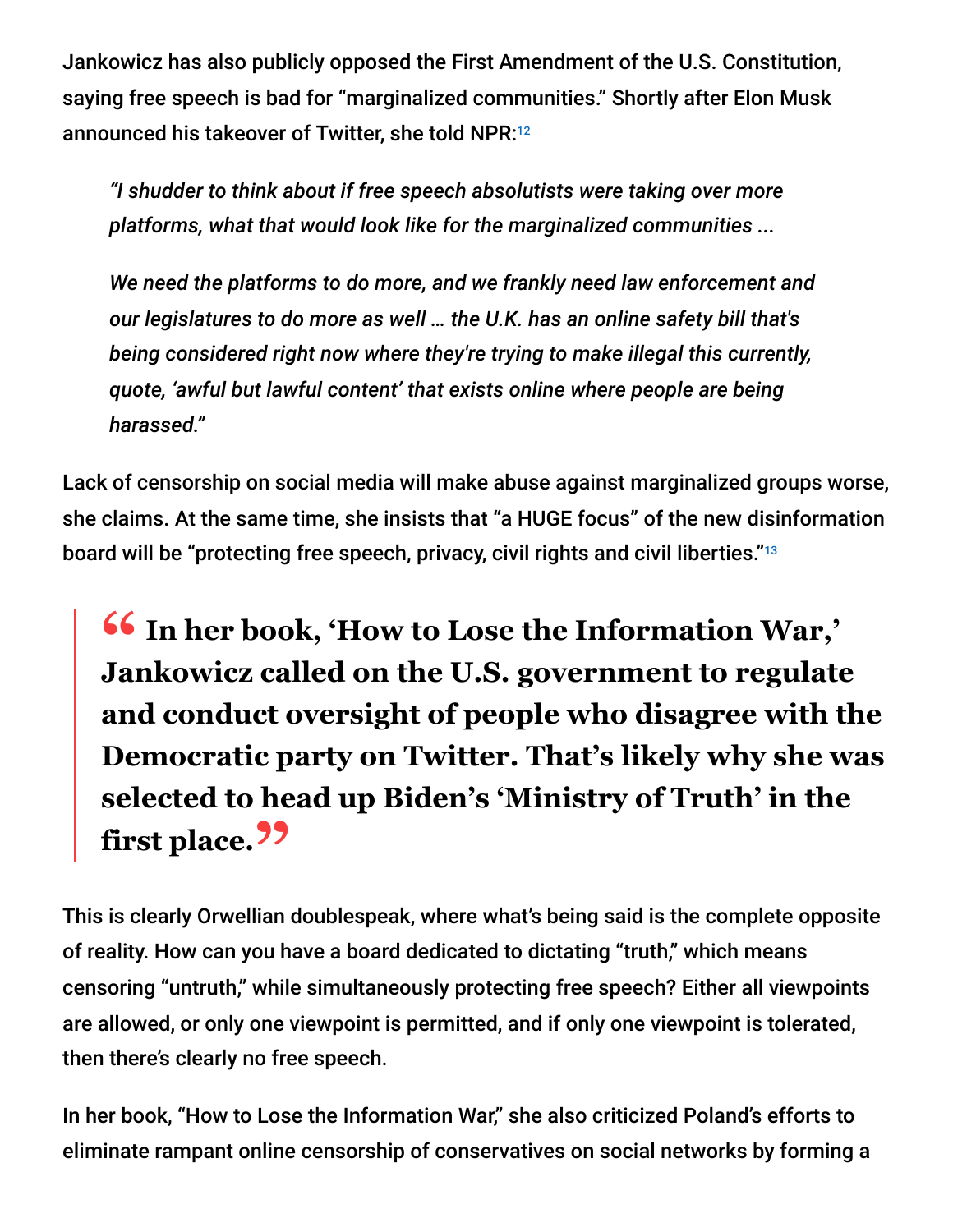Jankowicz has also publicly opposed the First Amendment of the U.S. Constitution, saying free speech is bad for "marginalized communities." Shortly after Elon Musk announced his takeover of Twitter, she told NPR:[12]

> *"I shudder to think about if free speech absolutists were taking over more platforms, what that would look like for the marginalized communities ...*
>
> *We need the platforms to do more, and we frankly need law enforcement and our legislatures to do more as well … the U.K. has an online safety bill that's being considered right now where they're trying to make illegal this currently, quote, 'awful but lawful content' that exists online where people are being harassed."*

Lack of censorship on social media will make abuse against marginalized groups worse, she claims. At the same time, she insists that "a HUGE focus" of the new disinformation board will be "protecting free speech, privacy, civil rights and civil liberties."[13]

> **"In her book, 'How to Lose the Information War,' Jankowicz called on the U.S. government to regulate and conduct oversight of people who disagree with the Democratic party on Twitter. That's likely why she was selected to head up Biden's 'Ministry of Truth' in the first place."**

This is clearly Orwellian doublespeak, where what's being said is the complete opposite of reality. How can you have a board dedicated to dictating "truth," which means censoring "untruth," while simultaneously protecting free speech? Either all viewpoints are allowed, or only one viewpoint is permitted, and if only one viewpoint is tolerated, then there's clearly no free speech.

In her book, "How to Lose the Information War," she also criticized Poland's efforts to eliminate rampant online censorship of conservatives on social networks by forming a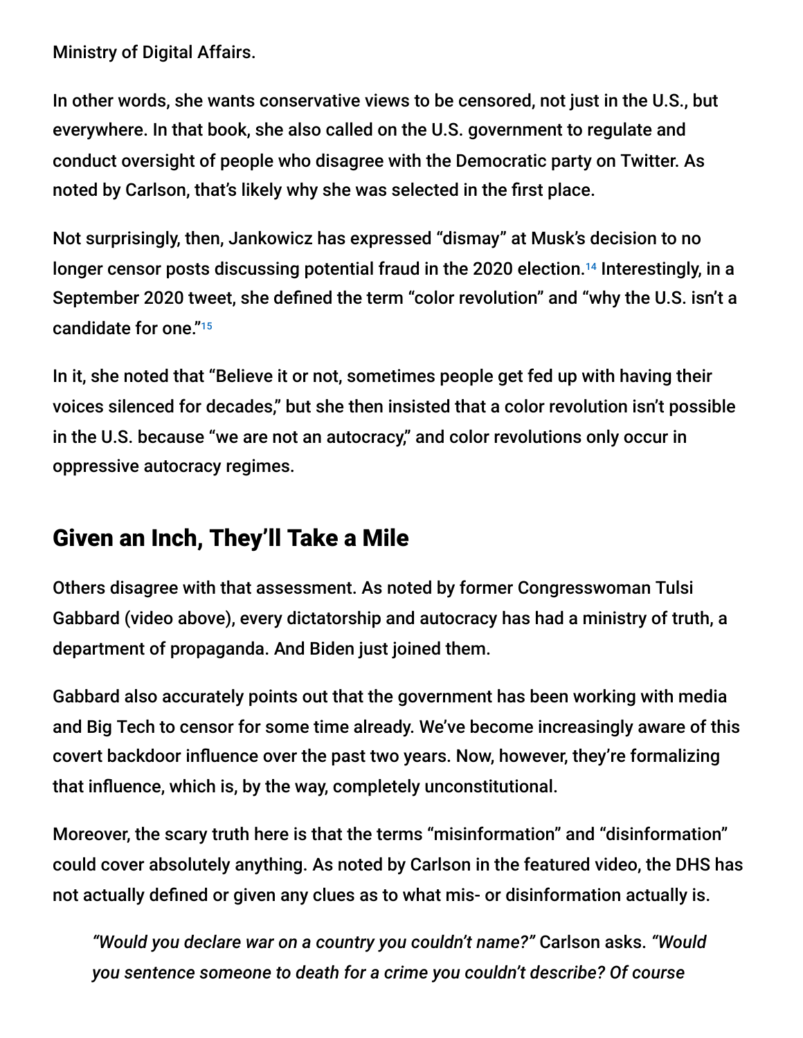Ministry of Digital Affairs.

In other words, she wants conservative views to be censored, not just in the U.S., but everywhere. In that book, she also called on the U.S. government to regulate and conduct oversight of people who disagree with the Democratic party on Twitter. As noted by Carlson, that's likely why she was selected in the first place.

Not surprisingly, then, Jankowicz has expressed "dismay" at Musk's decision to no longer censor posts discussing potential fraud in the 2020 election.[14] Interestingly, in a September 2020 tweet, she defined the term "color revolution" and "why the U.S. isn't a candidate for one."[15]

In it, she noted that "Believe it or not, sometimes people get fed up with having their voices silenced for decades," but she then insisted that a color revolution isn't possible in the U.S. because "we are not an autocracy," and color revolutions only occur in oppressive autocracy regimes.

## Given an Inch, They'll Take a Mile

Others disagree with that assessment. As noted by former Congresswoman Tulsi Gabbard (video above), every dictatorship and autocracy has had a ministry of truth, a department of propaganda. And Biden just joined them.

Gabbard also accurately points out that the government has been working with media and Big Tech to censor for some time already. We've become increasingly aware of this covert backdoor influence over the past two years. Now, however, they're formalizing that influence, which is, by the way, completely unconstitutional.

Moreover, the scary truth here is that the terms "misinformation" and "disinformation" could cover absolutely anything. As noted by Carlson in the featured video, the DHS has not actually defined or given any clues as to what mis- or disinformation actually is.

> *"Would you declare war on a country you couldn't name?"* Carlson asks. *"Would you sentence someone to death for a crime you couldn't describe? Of course*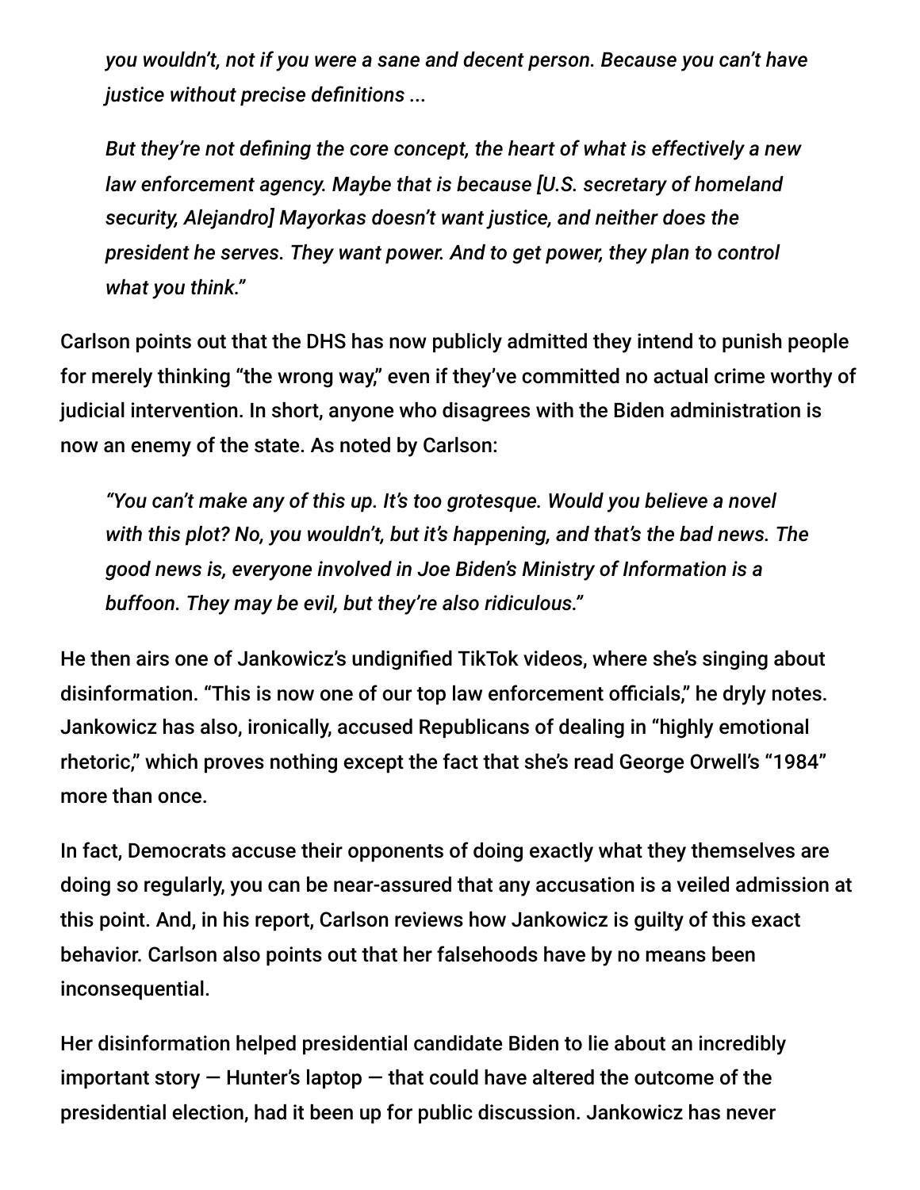> *you wouldn't, not if you were a sane and decent person. Because you can't have justice without precise definitions ...*
>
> *But they're not defining the core concept, the heart of what is effectively a new law enforcement agency. Maybe that is because [U.S. secretary of homeland security, Alejandro] Mayorkas doesn't want justice, and neither does the president he serves. They want power. And to get power, they plan to control what you think."*

Carlson points out that the DHS has now publicly admitted they intend to punish people for merely thinking "the wrong way," even if they've committed no actual crime worthy of judicial intervention. In short, anyone who disagrees with the Biden administration is now an enemy of the state. As noted by Carlson:

> *"You can't make any of this up. It's too grotesque. Would you believe a novel with this plot? No, you wouldn't, but it's happening, and that's the bad news. The good news is, everyone involved in Joe Biden's Ministry of Information is a buffoon. They may be evil, but they're also ridiculous."*

He then airs one of Jankowicz's undignified TikTok videos, where she's singing about disinformation. "This is now one of our top law enforcement officials," he dryly notes. Jankowicz has also, ironically, accused Republicans of dealing in "highly emotional rhetoric," which proves nothing except the fact that she's read George Orwell's "1984" more than once.

In fact, Democrats accuse their opponents of doing exactly what they themselves are doing so regularly, you can be near-assured that any accusation is a veiled admission at this point. And, in his report, Carlson reviews how Jankowicz is guilty of this exact behavior. Carlson also points out that her falsehoods have by no means been inconsequential.

Her disinformation helped presidential candidate Biden to lie about an incredibly important story — Hunter's laptop — that could have altered the outcome of the presidential election, had it been up for public discussion. Jankowicz has never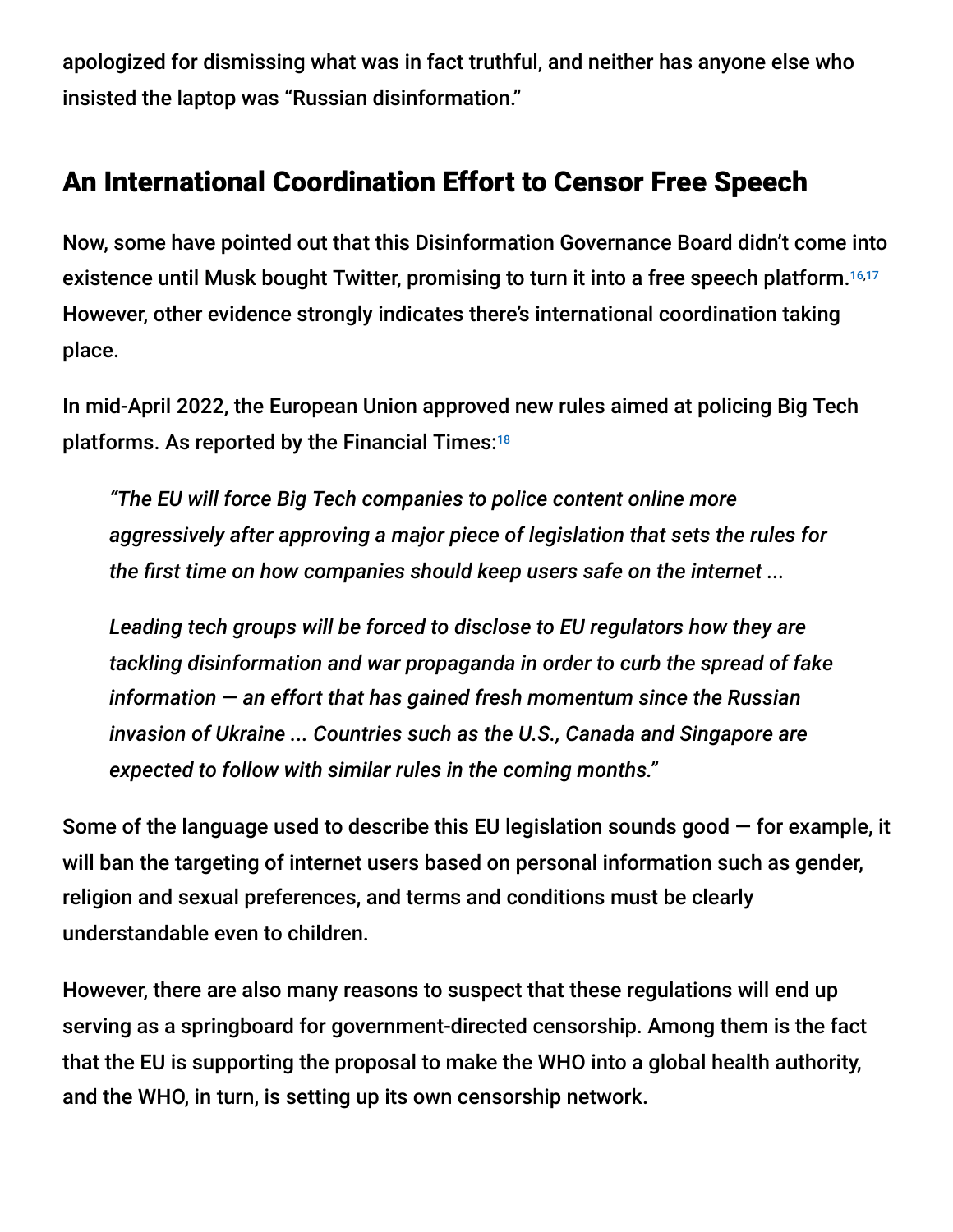apologized for dismissing what was in fact truthful, and neither has anyone else who insisted the laptop was "Russian disinformation."

## An International Coordination Effort to Censor Free Speech

Now, some have pointed out that this Disinformation Governance Board didn't come into existence until Musk bought Twitter, promising to turn it into a free speech platform.[16,17] However, other evidence strongly indicates there's international coordination taking place.

In mid-April 2022, the European Union approved new rules aimed at policing Big Tech platforms. As reported by the Financial Times:[18]

> *"The EU will force Big Tech companies to police content online more aggressively after approving a major piece of legislation that sets the rules for the first time on how companies should keep users safe on the internet ...*
>
> *Leading tech groups will be forced to disclose to EU regulators how they are tackling disinformation and war propaganda in order to curb the spread of fake information — an effort that has gained fresh momentum since the Russian invasion of Ukraine ... Countries such as the U.S., Canada and Singapore are expected to follow with similar rules in the coming months."*

Some of the language used to describe this EU legislation sounds good — for example, it will ban the targeting of internet users based on personal information such as gender, religion and sexual preferences, and terms and conditions must be clearly understandable even to children.

However, there are also many reasons to suspect that these regulations will end up serving as a springboard for government-directed censorship. Among them is the fact that the EU is supporting the proposal to make the WHO into a global health authority, and the WHO, in turn, is setting up its own censorship network.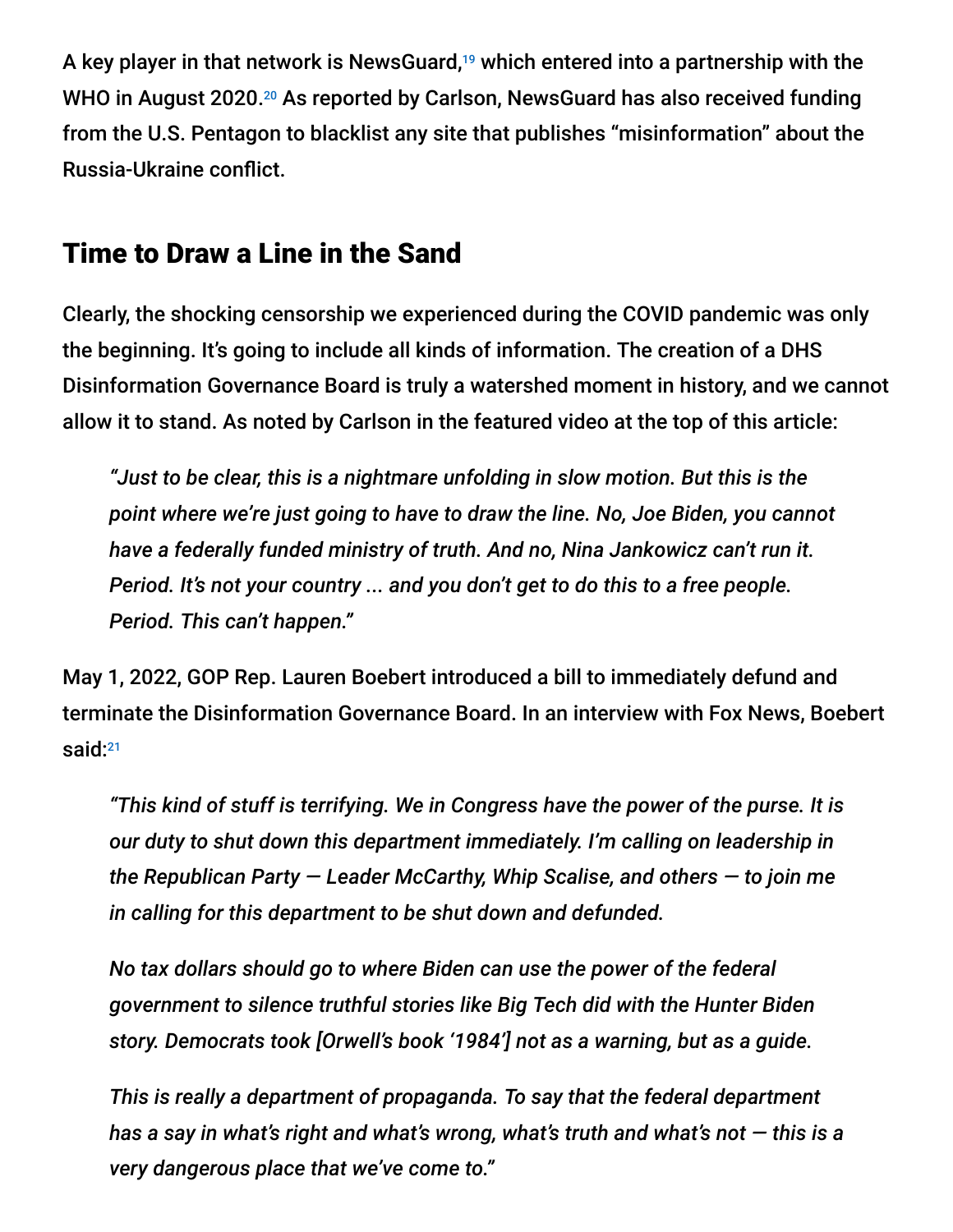A key player in that network is NewsGuard,[19] which entered into a partnership with the WHO in August 2020.[20] As reported by Carlson, NewsGuard has also received funding from the U.S. Pentagon to blacklist any site that publishes "misinformation" about the Russia-Ukraine conflict.

## Time to Draw a Line in the Sand

Clearly, the shocking censorship we experienced during the COVID pandemic was only the beginning. It's going to include all kinds of information. The creation of a DHS Disinformation Governance Board is truly a watershed moment in history, and we cannot allow it to stand. As noted by Carlson in the featured video at the top of this article:

> *"Just to be clear, this is a nightmare unfolding in slow motion. But this is the point where we're just going to have to draw the line. No, Joe Biden, you cannot have a federally funded ministry of truth. And no, Nina Jankowicz can't run it. Period. It's not your country ... and you don't get to do this to a free people. Period. This can't happen."*

May 1, 2022, GOP Rep. Lauren Boebert introduced a bill to immediately defund and terminate the Disinformation Governance Board. In an interview with Fox News, Boebert said:[21]

> *"This kind of stuff is terrifying. We in Congress have the power of the purse. It is our duty to shut down this department immediately. I'm calling on leadership in the Republican Party — Leader McCarthy, Whip Scalise, and others — to join me in calling for this department to be shut down and defunded.*
>
> *No tax dollars should go to where Biden can use the power of the federal government to silence truthful stories like Big Tech did with the Hunter Biden story. Democrats took [Orwell's book '1984'] not as a warning, but as a guide.*
>
> *This is really a department of propaganda. To say that the federal department has a say in what's right and what's wrong, what's truth and what's not — this is a very dangerous place that we've come to."*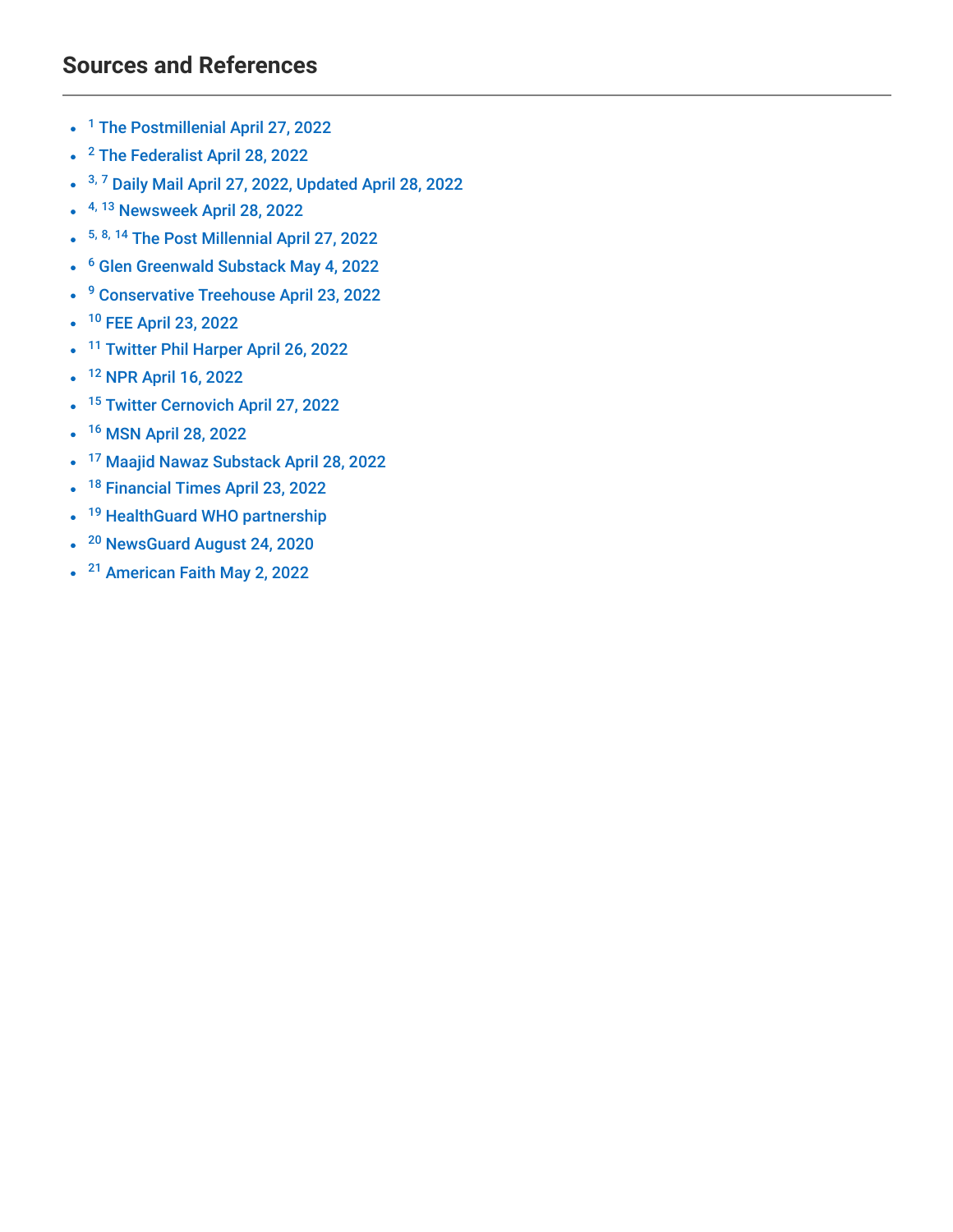## Sources and References

- [1] The Postmillenial April 27, 2022
- [2] The Federalist April 28, 2022
- [3, 7] Daily Mail April 27, 2022, Updated April 28, 2022
- [4, 13] Newsweek April 28, 2022
- [5, 8, 14] The Post Millennial April 27, 2022
- [6] Glen Greenwald Substack May 4, 2022
- [9] Conservative Treehouse April 23, 2022
- [10] FEE April 23, 2022
- [11] Twitter Phil Harper April 26, 2022
- [12] NPR April 16, 2022
- [15] Twitter Cernovich April 27, 2022
- [16] MSN April 28, 2022
- [17] Maajid Nawaz Substack April 28, 2022
- [18] Financial Times April 23, 2022
- [19] HealthGuard WHO partnership
- [20] NewsGuard August 24, 2020
- [21] American Faith May 2, 2022